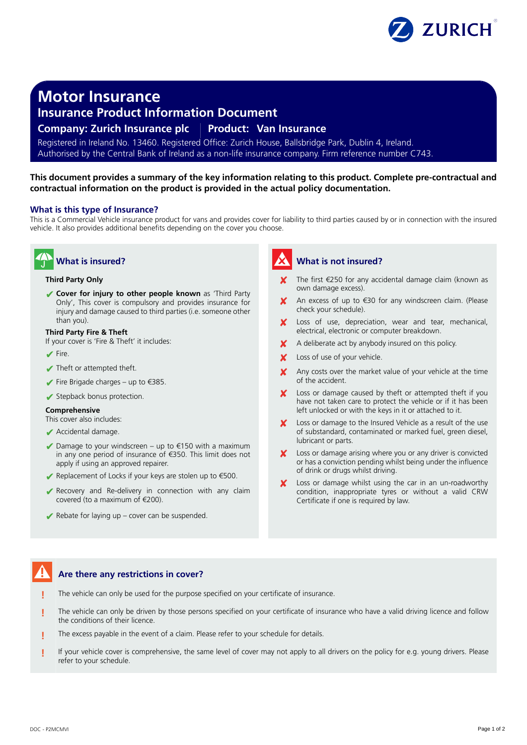# Motor Insurance

## Insurance Product Information Document

**Company: Zurich Insurance plc** | **Product: Van Insurance**

Registered in Ireland No. 13460. Registered Office: Zurich House, Ballsbridge Park, Dublin 4, Ireland.
Authorised by the Central Bank of Ireland as a non-life insurance company. Firm reference number C743.

**This document provides a summary of the key information relating to this product. Complete pre-contractual and contractual information on the product is provided in the actual policy documentation.**

### What is this type of Insurance?

This is a Commercial Vehicle insurance product for vans and provides cover for liability to third parties caused by or in connection with the insured vehicle. It also provides additional benefits depending on the cover you choose.

### What is insured?

**Third Party Only**

- ✔ **Cover for injury to other people known** as 'Third Party Only', This cover is compulsory and provides insurance for injury and damage caused to third parties (i.e. someone other than you).

**Third Party Fire & Theft**

If your cover is 'Fire & Theft' it includes:

- ✔ Fire.
- ✔ Theft or attempted theft.
- ✔ Fire Brigade charges – up to €385.
- ✔ Stepback bonus protection.

**Comprehensive**

This cover also includes:

- ✔ Accidental damage.
- ✔ Damage to your windscreen – up to €150 with a maximum in any one period of insurance of €350. This limit does not apply if using an approved repairer.
- ✔ Replacement of Locks if your keys are stolen up to €500.
- ✔ Recovery and Re-delivery in connection with any claim covered (to a maximum of €200).
- ✔ Rebate for laying up – cover can be suspended.

### What is not insured?

- ✘ The first €250 for any accidental damage claim (known as own damage excess).
- ✘ An excess of up to €30 for any windscreen claim. (Please check your schedule).
- ✘ Loss of use, depreciation, wear and tear, mechanical, electrical, electronic or computer breakdown.
- ✘ A deliberate act by anybody insured on this policy.
- ✘ Loss of use of your vehicle.
- ✘ Any costs over the market value of your vehicle at the time of the accident.
- ✘ Loss or damage caused by theft or attempted theft if you have not taken care to protect the vehicle or if it has been left unlocked or with the keys in it or attached to it.
- ✘ Loss or damage to the Insured Vehicle as a result of the use of substandard, contaminated or marked fuel, green diesel, lubricant or parts.
- ✘ Loss or damage arising where you or any driver is convicted or has a conviction pending whilst being under the influence of drink or drugs whilst driving.
- ✘ Loss or damage whilst using the car in an un-roadworthy condition, inappropriate tyres or without a valid CRW Certificate if one is required by law.

### Are there any restrictions in cover?

- ! The vehicle can only be used for the purpose specified on your certificate of insurance.
- ! The vehicle can only be driven by those persons specified on your certificate of insurance who have a valid driving licence and follow the conditions of their licence.
- ! The excess payable in the event of a claim. Please refer to your schedule for details.
- ! If your vehicle cover is comprehensive, the same level of cover may not apply to all drivers on the policy for e.g. young drivers. Please refer to your schedule.

DOC - P2MCMVI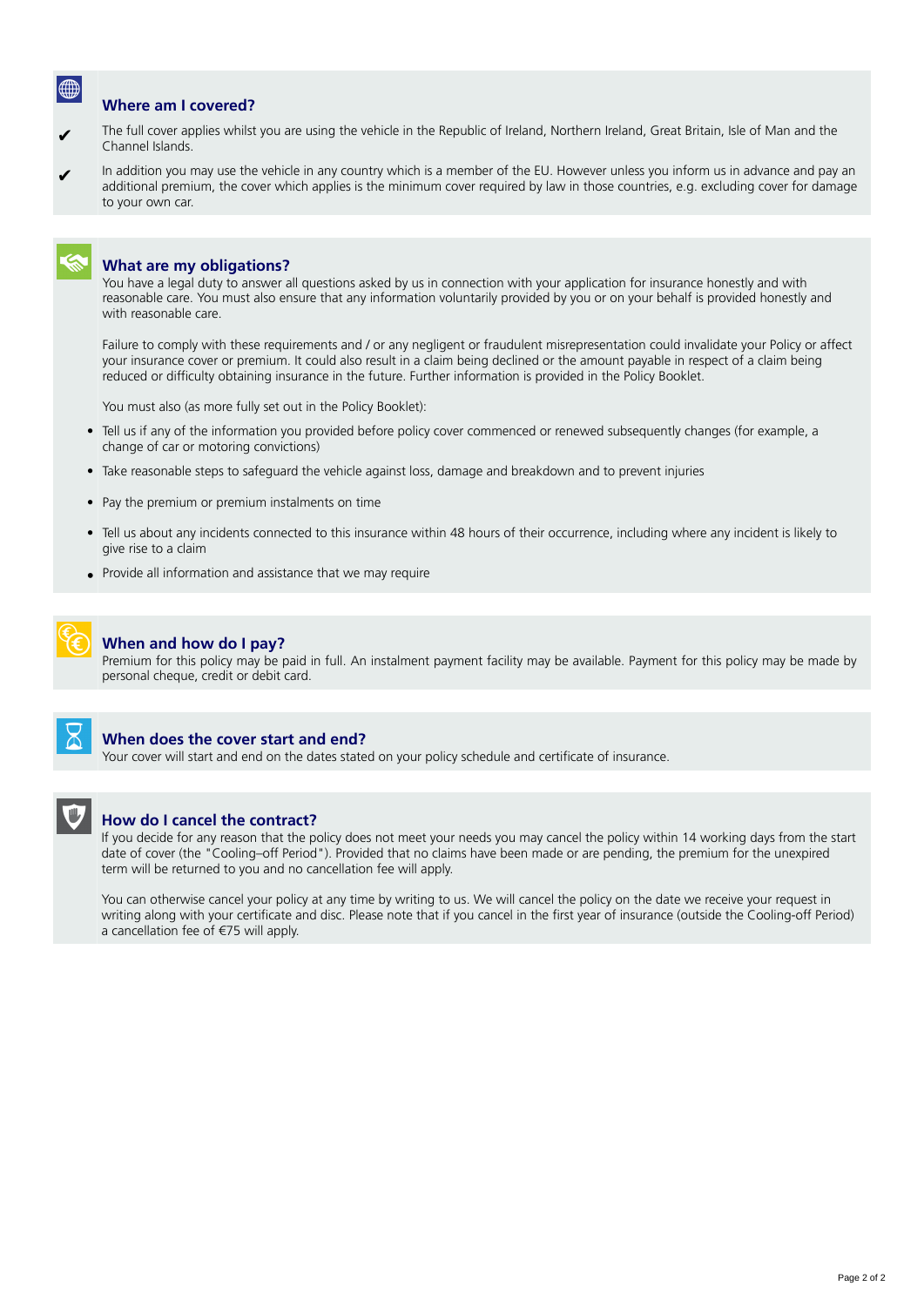## Where am I covered?

✔ The full cover applies whilst you are using the vehicle in the Republic of Ireland, Northern Ireland, Great Britain, Isle of Man and the Channel Islands.

✔ In addition you may use the vehicle in any country which is a member of the EU. However unless you inform us in advance and pay an additional premium, the cover which applies is the minimum cover required by law in those countries, e.g. excluding cover for damage to your own car.

## What are my obligations?

You have a legal duty to answer all questions asked by us in connection with your application for insurance honestly and with reasonable care. You must also ensure that any information voluntarily provided by you or on your behalf is provided honestly and with reasonable care.

Failure to comply with these requirements and / or any negligent or fraudulent misrepresentation could invalidate your Policy or affect your insurance cover or premium. It could also result in a claim being declined or the amount payable in respect of a claim being reduced or difficulty obtaining insurance in the future. Further information is provided in the Policy Booklet.

You must also (as more fully set out in the Policy Booklet):

- Tell us if any of the information you provided before policy cover commenced or renewed subsequently changes (for example, a change of car or motoring convictions)
- Take reasonable steps to safeguard the vehicle against loss, damage and breakdown and to prevent injuries
- Pay the premium or premium instalments on time
- Tell us about any incidents connected to this insurance within 48 hours of their occurrence, including where any incident is likely to give rise to a claim
- Provide all information and assistance that we may require

## When and how do I pay?

Premium for this policy may be paid in full. An instalment payment facility may be available. Payment for this policy may be made by personal cheque, credit or debit card.

## When does the cover start and end?

Your cover will start and end on the dates stated on your policy schedule and certificate of insurance.

## How do I cancel the contract?

If you decide for any reason that the policy does not meet your needs you may cancel the policy within 14 working days from the start date of cover (the "Cooling–off Period"). Provided that no claims have been made or are pending, the premium for the unexpired term will be returned to you and no cancellation fee will apply.

You can otherwise cancel your policy at any time by writing to us. We will cancel the policy on the date we receive your request in writing along with your certificate and disc. Please note that if you cancel in the first year of insurance (outside the Cooling-off Period) a cancellation fee of €75 will apply.